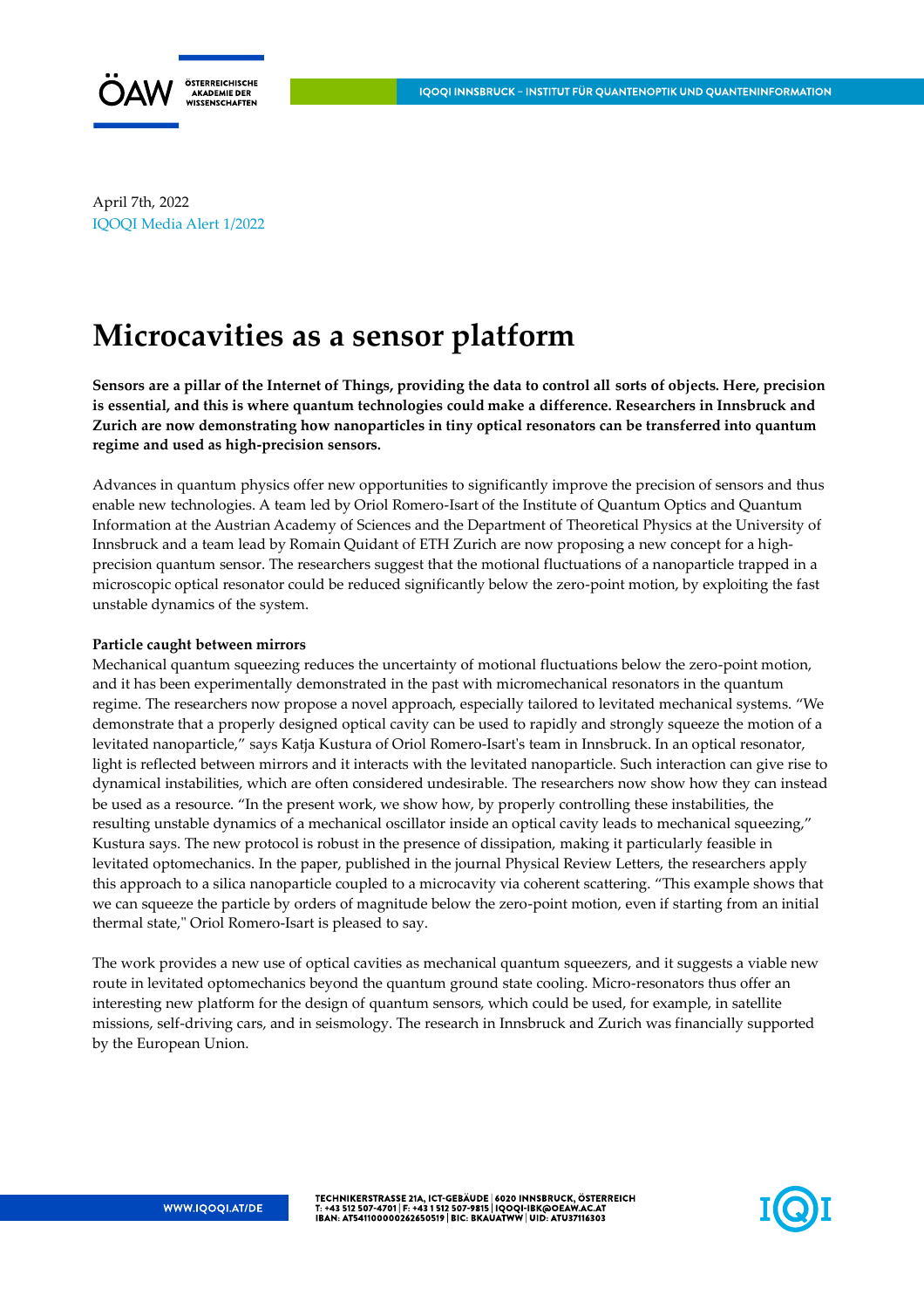April 7th, 2022
IQOQI Media Alert 1/2022

# Microcavities as a sensor platform

**Sensors are a pillar of the Internet of Things, providing the data to control all sorts of objects. Here, precision is essential, and this is where quantum technologies could make a difference. Researchers in Innsbruck and Zurich are now demonstrating how nanoparticles in tiny optical resonators can be transferred into quantum regime and used as high-precision sensors.**

Advances in quantum physics offer new opportunities to significantly improve the precision of sensors and thus enable new technologies. A team led by Oriol Romero-Isart of the Institute of Quantum Optics and Quantum Information at the Austrian Academy of Sciences and the Department of Theoretical Physics at the University of Innsbruck and a team lead by Romain Quidant of ETH Zurich are now proposing a new concept for a high-precision quantum sensor. The researchers suggest that the motional fluctuations of a nanoparticle trapped in a microscopic optical resonator could be reduced significantly below the zero-point motion, by exploiting the fast unstable dynamics of the system.

**Particle caught between mirrors**

Mechanical quantum squeezing reduces the uncertainty of motional fluctuations below the zero-point motion, and it has been experimentally demonstrated in the past with micromechanical resonators in the quantum regime. The researchers now propose a novel approach, especially tailored to levitated mechanical systems. “We demonstrate that a properly designed optical cavity can be used to rapidly and strongly squeeze the motion of a levitated nanoparticle,” says Katja Kustura of Oriol Romero-Isart's team in Innsbruck. In an optical resonator, light is reflected between mirrors and it interacts with the levitated nanoparticle. Such interaction can give rise to dynamical instabilities, which are often considered undesirable. The researchers now show how they can instead be used as a resource. “In the present work, we show how, by properly controlling these instabilities, the resulting unstable dynamics of a mechanical oscillator inside an optical cavity leads to mechanical squeezing,” Kustura says. The new protocol is robust in the presence of dissipation, making it particularly feasible in levitated optomechanics. In the paper, published in the journal Physical Review Letters, the researchers apply this approach to a silica nanoparticle coupled to a microcavity via coherent scattering. “This example shows that we can squeeze the particle by orders of magnitude below the zero-point motion, even if starting from an initial thermal state," Oriol Romero-Isart is pleased to say.

The work provides a new use of optical cavities as mechanical quantum squeezers, and it suggests a viable new route in levitated optomechanics beyond the quantum ground state cooling. Micro-resonators thus offer an interesting new platform for the design of quantum sensors, which could be used, for example, in satellite missions, self-driving cars, and in seismology. The research in Innsbruck and Zurich was financially supported by the European Union.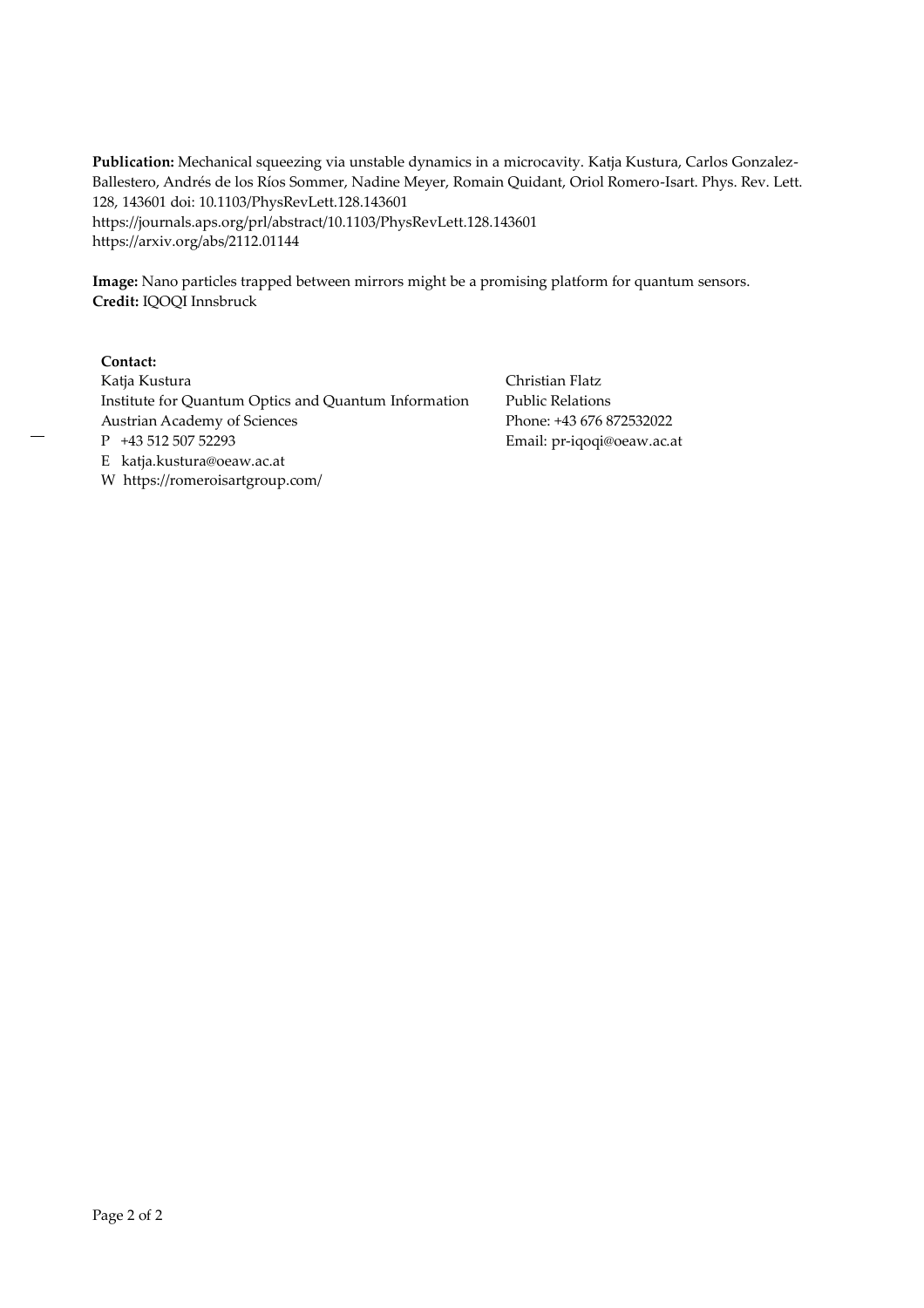**Publication:** Mechanical squeezing via unstable dynamics in a microcavity. Katja Kustura, Carlos Gonzalez-Ballestero, Andrés de los Ríos Sommer, Nadine Meyer, Romain Quidant, Oriol Romero-Isart. Phys. Rev. Lett. 128, 143601 doi: 10.1103/PhysRevLett.128.143601
https://journals.aps.org/prl/abstract/10.1103/PhysRevLett.128.143601
https://arxiv.org/abs/2112.01144

**Image:** Nano particles trapped between mirrors might be a promising platform for quantum sensors.
**Credit:** IQOQI Innsbruck

**Contact:**

Katja Kustura
Institute for Quantum Optics and Quantum Information
Austrian Academy of Sciences
P +43 512 507 52293
E katja.kustura@oeaw.ac.at
W https://romeroisartgroup.com/

Christian Flatz
Public Relations
Phone: +43 676 872532022
Email: pr-iqoqi@oeaw.ac.at